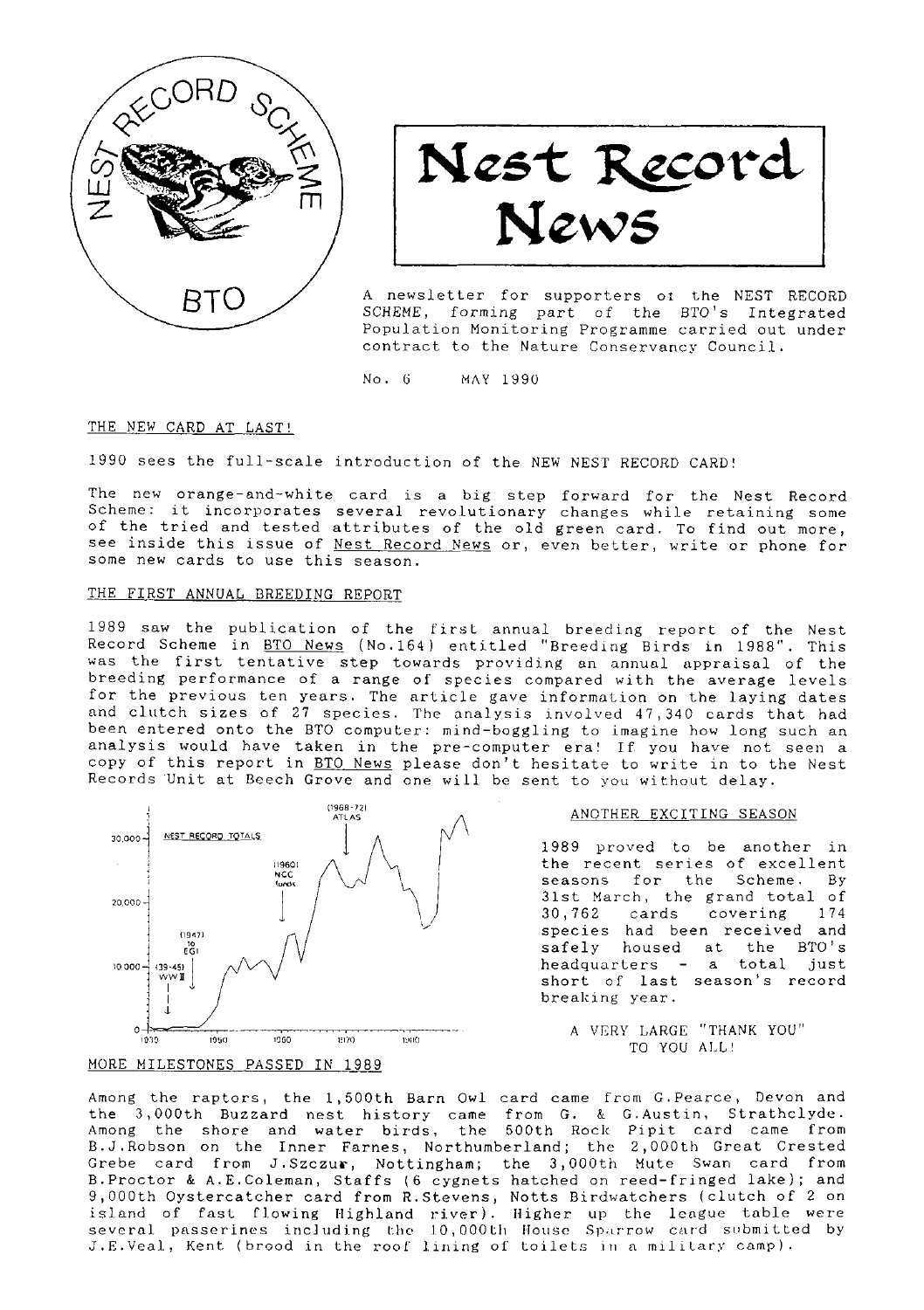# Nest Record News

A newsletter for supporters of the NEST RECORD SCHEME, forming part of the BTO's Integrated Population Monitoring Programme carried out under contract to the Nature Conservancy Council.

No. 6 MAY 1990

## THE NEW CARD AT LAST!

1990 sees the full-scale introduction of the NEW NEST RECORD CARD!

The new orange-and-white card is a big step forward for the Nest Record Scheme: it incorporates several revolutionary changes while retaining some of the tried and tested attributes of the old green card. To find out more, see inside this issue of Nest Record News or, even better, write or phone for some new cards to use this season.

## THE FIRST ANNUAL BREEDING REPORT

1989 saw the publication of the first annual breeding report of the Nest Record Scheme in BTO News (No.164) entitled "Breeding Birds in 1988". This was the first tentative step towards providing an annual appraisal of the breeding performance of a range of species compared with the average levels for the previous ten years. The article gave information on the laying dates and clutch sizes of 27 species. The analysis involved 47,340 cards that had been entered onto the BTO computer: mind-boggling to imagine how long such an analysis would have taken in the pre-computer era! If you have not seen a copy of this report in BTO News please don't hesitate to write in to the Nest Records Unit at Beech Grove and one will be sent to you without delay.

## ANOTHER EXCITING SEASON

1989 proved to be another in the recent series of excellent seasons for the Scheme. By 31st March, the grand total of 30,762 cards covering 174 species had been received and safely housed at the BTO's headquarters - a total just short of last season's record breaking year.

A VERY LARGE "THANK YOU" TO YOU ALL!

## MORE MILESTONES PASSED IN 1989

Among the raptors, the 1,500th Barn Owl card came from G.Pearce, Devon and the 3,000th Buzzard nest history came from G. & G.Austin, Strathclyde. Among the shore and water birds, the 500th Rock Pipit card came from B.J.Robson on the Inner Farnes, Northumberland; the 2,000th Great Crested Grebe card from J.Szczur, Nottingham; the 3,000th Mute Swan card from B.Proctor & A.E.Coleman, Staffs (6 cygnets hatched on reed-fringed lake); and 9,000th Oystercatcher card from R.Stevens, Notts Birdwatchers (clutch of 2 on island of fast flowing Highland river). Higher up the league table were several passerines including the 10,000th House Sparrow card submitted by J.E.Veal, Kent (brood in the roof lining of toilets in a military camp).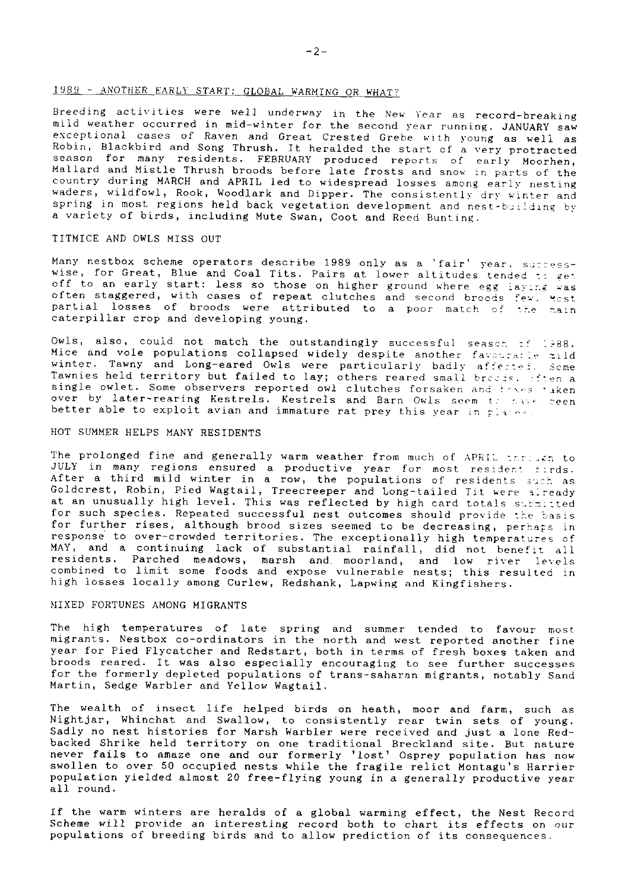## 1989 - ANOTHER EARLY START: GLOBAL WARMING OR WHAT?

Breeding activities were well underway in the New Year as record-breaking mild weather occurred in mid-winter for the second year running. JANUARY saw exceptional cases of Raven and Great Crested Grebe with young as well as Robin, Blackbird and Song Thrush. It heralded the start of a very protracted season for many residents. FEBRUARY produced reports of early Moorhen, Mallard and Mistle Thrush broods before late frosts and snow in parts of the country during MARCH and APRIL led to widespread losses among early nesting waders, wildfowl, Rook, Woodlark and Dipper. The consistently dry winter and spring in most regions held back vegetation development and nest-building by a variety of birds, including Mute Swan, Coot and Reed Bunting.

## TITMICE AND OWLS MISS OUT

Many nestbox scheme operators describe 1989 only as a 'fair' year, success-wise, for Great, Blue and Coal Tits. Pairs at lower altitudes tended to get off to an early start: less so those on higher ground where egg laying was often staggered, with cases of repeat clutches and second broods few. Most partial losses of broods were attributed to a poor match of the main caterpillar crop and developing young.

Owls, also, could not match the outstandingly successful season of 1988. Mice and vole populations collapsed widely despite another favourable mild winter. Tawny and Long-eared Owls were particularly badly affected. Some Tawnies held territory but failed to lay; others reared small broods, often a single owlet. Some observers reported owl clutches forsaken and boxes taken over by later-rearing Kestrels. Kestrels and Barn Owls seem to have been better able to exploit avian and immature rat prey this year in places.

## HOT SUMMER HELPS MANY RESIDENTS

The prolonged fine and generally warm weather from much of APRIL through to JULY in many regions ensured a productive year for most resident birds. After a third mild winter in a row, the populations of residents such as Goldcrest, Robin, Pied Wagtail, Treecreeper and Long-tailed Tit were already at an unusually high level. This was reflected by high card totals submitted for such species. Repeated successful nest outcomes should provide the basis for further rises, although brood sizes seemed to be decreasing, perhaps in response to over-crowded territories. The exceptionally high temperatures of MAY, and a continuing lack of substantial rainfall, did not benefit all residents. Parched meadows, marsh and moorland, and low river levels combined to limit some foods and expose vulnerable nests; this resulted in high losses locally among Curlew, Redshank, Lapwing and Kingfishers.

## MIXED FORTUNES AMONG MIGRANTS

The high temperatures of late spring and summer tended to favour most migrants. Nestbox co-ordinators in the north and west reported another fine year for Pied Flycatcher and Redstart, both in terms of fresh boxes taken and broods reared. It was also especially encouraging to see further successes for the formerly depleted populations of trans-saharan migrants, notably Sand Martin, Sedge Warbler and Yellow Wagtail.

The wealth of insect life helped birds on heath, moor and farm, such as Nightjar, Whinchat and Swallow, to consistently rear twin sets of young. Sadly no nest histories for Marsh Warbler were received and just a lone Red-backed Shrike held territory on one traditional Breckland site. But nature never fails to amaze one and our formerly 'lost' Osprey population has now swollen to over 50 occupied nests while the fragile relict Montagu's Harrier population yielded almost 20 free-flying young in a generally productive year all round.

If the warm winters are heralds of a global warming effect, the Nest Record Scheme will provide an interesting record both to chart its effects on our populations of breeding birds and to allow prediction of its consequences.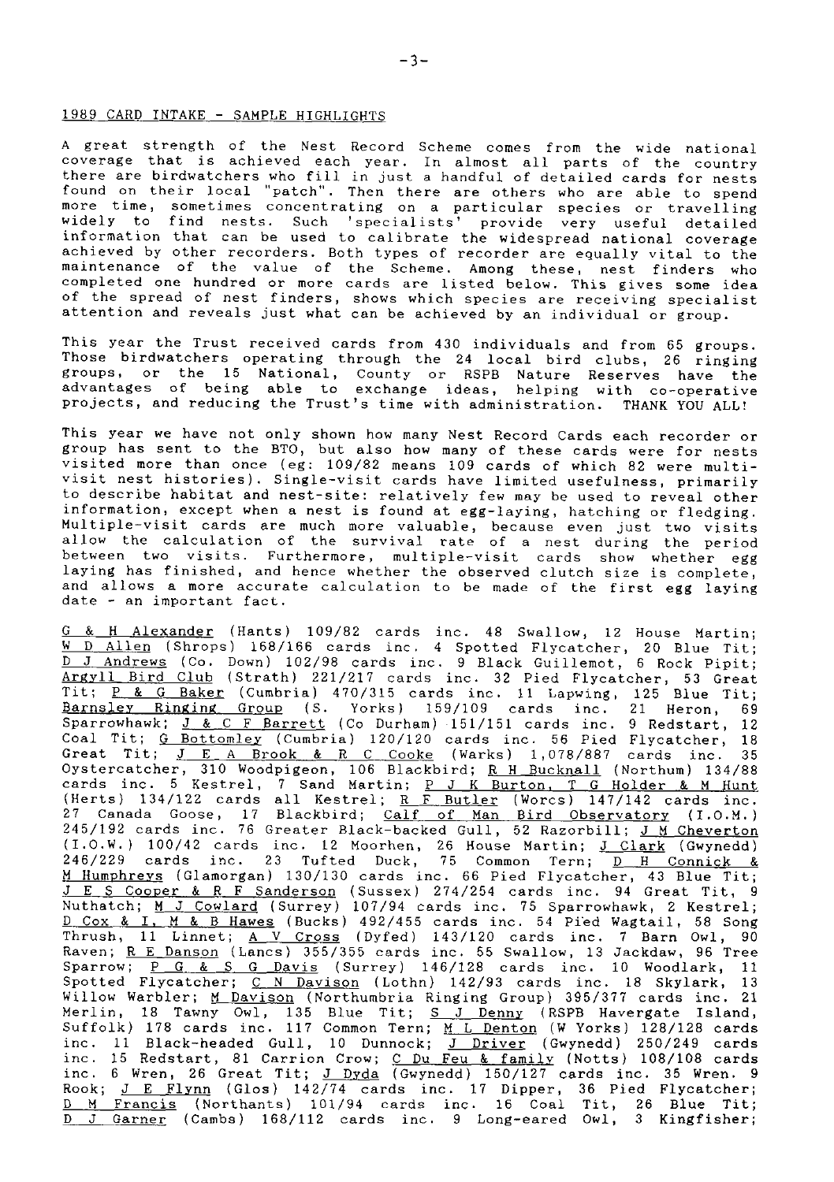## 1989 CARD INTAKE - SAMPLE HIGHLIGHTS

A great strength of the Nest Record Scheme comes from the wide national coverage that is achieved each year. In almost all parts of the country there are birdwatchers who fill in just a handful of detailed cards for nests found on their local "patch". Then there are others who are able to spend more time, sometimes concentrating on a particular species or travelling widely to find nests. Such 'specialists' provide very useful detailed information that can be used to calibrate the widespread national coverage achieved by other recorders. Both types of recorder are equally vital to the maintenance of the value of the Scheme. Among these, nest finders who completed one hundred or more cards are listed below. This gives some idea of the spread of nest finders, shows which species are receiving specialist attention and reveals just what can be achieved by an individual or group.

This year the Trust received cards from 430 individuals and from 65 groups. Those birdwatchers operating through the 24 local bird clubs, 26 ringing groups, or the 15 National, County or RSPB Nature Reserves have the advantages of being able to exchange ideas, helping with co-operative projects, and reducing the Trust's time with administration. THANK YOU ALL!

This year we have not only shown how many Nest Record Cards each recorder or group has sent to the BTO, but also how many of these cards were for nests visited more than once (eg: 109/82 means 109 cards of which 82 were multi-visit nest histories). Single-visit cards have limited usefulness, primarily to describe habitat and nest-site: relatively few may be used to reveal other information, except when a nest is found at egg-laying, hatching or fledging. Multiple-visit cards are much more valuable, because even just two visits allow the calculation of the survival rate of a nest during the period between two visits. Furthermore, multiple-visit cards show whether egg laying has finished, and hence whether the observed clutch size is complete, and allows a more accurate calculation to be made of the first egg laying date - an important fact.

G & H Alexander (Hants) 109/82 cards inc. 48 Swallow, 12 House Martin; W D Allen (Shrops) 168/166 cards inc. 4 Spotted Flycatcher, 20 Blue Tit; D J Andrews (Co. Down) 102/98 cards inc. 9 Black Guillemot, 6 Rock Pipit; Argyll Bird Club (Strath) 221/217 cards inc. 32 Pied Flycatcher, 53 Great Tit; P & G Baker (Cumbria) 470/315 cards inc. 11 Lapwing, 125 Blue Tit; Barnsley Ringing Group (S. Yorks) 159/109 cards inc. 21 Heron, 69 Sparrowhawk; J & C F Barrett (Co Durham) 151/151 cards inc. 9 Redstart, 12 Coal Tit; G Bottomley (Cumbria) 120/120 cards inc. 56 Pied Flycatcher, 18 Great Tit; J E A Brook & R C Cooke (Warks) 1,078/887 cards inc. 35 Oystercatcher, 310 Woodpigeon, 106 Blackbird; R H Bucknall (Northum) 134/88 cards inc. 5 Kestrel, 7 Sand Martin; P J K Burton, T G Holder & M Hunt (Herts) 134/122 cards all Kestrel; R F Butler (Worcs) 147/142 cards inc. 27 Canada Goose, 17 Blackbird; Calf of Man Bird Observatory (I.O.M.) 245/192 cards inc. 76 Greater Black-backed Gull, 52 Razorbill; J M Cheverton (I.O.W.) 100/42 cards inc. 12 Moorhen, 26 House Martin; J Clark (Gwynedd) 246/229 cards inc. 23 Tufted Duck, 75 Common Tern; D H Connick & M Humphreys (Glamorgan) 130/130 cards inc. 66 Pied Flycatcher, 43 Blue Tit; J E S Cooper & R F Sanderson (Sussex) 274/254 cards inc. 94 Great Tit, 9 Nuthatch; M J Cowlard (Surrey) 107/94 cards inc. 75 Sparrowhawk, 2 Kestrel; D Cox & I, M & B Hawes (Bucks) 492/455 cards inc. 54 Pied Wagtail, 58 Song Thrush, 11 Linnet; A V Cross (Dyfed) 143/120 cards inc. 7 Barn Owl, 90 Raven; R E Danson (Lancs) 355/355 cards inc. 55 Swallow, 13 Jackdaw, 96 Tree Sparrow; P G & S G Davis (Surrey) 146/128 cards inc. 10 Woodlark, 11 Spotted Flycatcher; C N Davison (Lothn) 142/93 cards inc. 18 Skylark, 13 Willow Warbler; M Davison (Northumbria Ringing Group) 395/377 cards inc. 21 Merlin, 18 Tawny Owl, 135 Blue Tit; S J Denny (RSPB Havergate Island, Suffolk) 178 cards inc. 117 Common Tern; M L Denton (W Yorks) 128/128 cards inc. 11 Black-headed Gull, 10 Dunnock; J Driver (Gwynedd) 250/249 cards inc. 15 Redstart, 81 Carrion Crow; C Du Feu & family (Notts) 108/108 cards inc. 6 Wren, 26 Great Tit; J Dyda (Gwynedd) 150/127 cards inc. 35 Wren. 9 Rook; J E Flynn (Glos) 142/74 cards inc. 17 Dipper, 36 Pied Flycatcher; D M Francis (Northants) 101/94 cards inc. 16 Coal Tit, 26 Blue Tit; D J Garner (Cambs) 168/112 cards inc. 9 Long-eared Owl, 3 Kingfisher;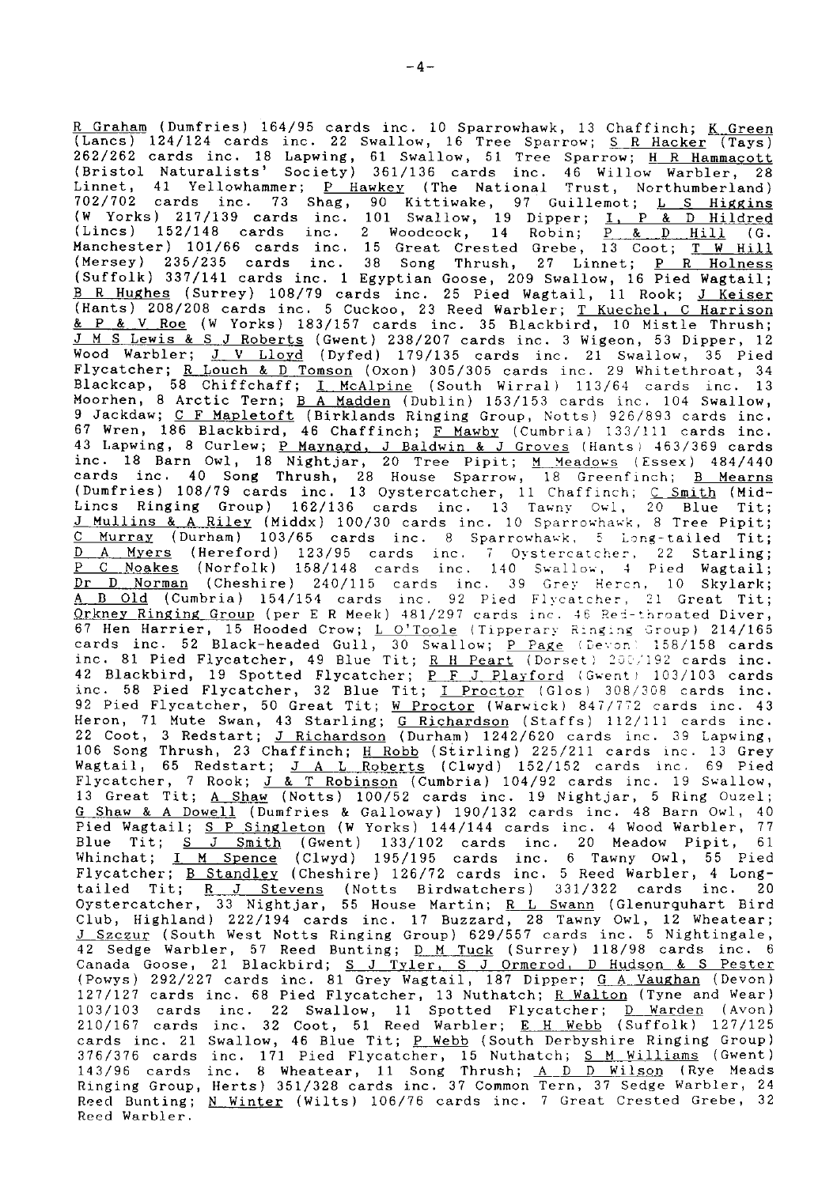R Graham (Dumfries) 164/95 cards inc. 10 Sparrowhawk, 13 Chaffinch; K Green (Lancs) 124/124 cards inc. 22 Swallow, 16 Tree Sparrow; S R Hacker (Tays) 262/262 cards inc. 18 Lapwing, 61 Swallow, 51 Tree Sparrow; H R Hammacott (Bristol Naturalists' Society) 361/136 cards inc. 46 Willow Warbler, 28 Linnet, 41 Yellowhammer; P Hawkey (The National Trust, Northumberland) 702/702 cards inc. 73 Shag, 90 Kittiwake, 97 Guillemot; L S Higgins (W Yorks) 217/139 cards inc. 101 Swallow, 19 Dipper; I, P & D Hildred (Lincs) 152/148 cards inc. 2 Woodcock, 14 Robin; P & D Hill (G. Manchester) 101/66 cards inc. 15 Great Crested Grebe, 13 Coot; T W Hill (Mersey) 235/235 cards inc. 38 Song Thrush, 27 Linnet; P R Holness (Suffolk) 337/141 cards inc. 1 Egyptian Goose, 209 Swallow, 16 Pied Wagtail; B R Hughes (Surrey) 108/79 cards inc. 25 Pied Wagtail, 11 Rook; J Keiser (Hants) 208/208 cards inc. 5 Cuckoo, 23 Reed Warbler; T Kuechel, C Harrison & P & V Roe (W Yorks) 183/157 cards inc. 35 Blackbird, 10 Mistle Thrush; J M S Lewis & S J Roberts (Gwent) 238/207 cards inc. 3 Wigeon, 53 Dipper, 12 Wood Warbler; J V Lloyd (Dyfed) 179/135 cards inc. 21 Swallow, 35 Pied Flycatcher; R Louch & D Tomson (Oxon) 305/305 cards inc. 29 Whitethroat, 34 Blackcap, 58 Chiffchaff; I McAlpine (South Wirral) 113/64 cards inc. 13 Moorhen, 8 Arctic Tern; B A Madden (Dublin) 153/153 cards inc. 104 Swallow, 9 Jackdaw; C F Mapletoft (Birklands Ringing Group, Notts) 926/893 cards inc. 67 Wren, 186 Blackbird, 46 Chaffinch; F Mawby (Cumbria) 133/111 cards inc. 43 Lapwing, 8 Curlew; P Maynard, J Baldwin & J Groves (Hants) 463/369 cards inc. 18 Barn Owl, 18 Nightjar, 20 Tree Pipit; M Meadows (Essex) 484/440 cards inc. 40 Song Thrush, 28 House Sparrow, 18 Greenfinch; B Mearns (Dumfries) 108/79 cards inc. 13 Oystercatcher, 11 Chaffinch; C Smith (Mid-Lincs Ringing Group) 162/136 cards inc. 13 Tawny Owl, 20 Blue Tit; J Mullins & A Riley (Middx) 100/30 cards inc. 10 Sparrowhawk, 8 Tree Pipit; C Murray (Durham) 103/65 cards inc. 8 Sparrowhawk, 5 Long-tailed Tit; D A Myers (Hereford) 123/95 cards inc. 7 Oystercatcher, 22 Starling; P C Noakes (Norfolk) 158/148 cards inc. 140 Swallow, 4 Pied Wagtail; Dr D Norman (Cheshire) 240/115 cards inc. 39 Grey Heron, 10 Skylark; A B Old (Cumbria) 154/154 cards inc. 92 Pied Flycatcher, 21 Great Tit; Orkney Ringing Group (per E R Meek) 481/297 cards inc. 46 Red-throated Diver, 67 Hen Harrier, 15 Hooded Crow; L O'Toole (Tipperary Ringing Group) 214/165 cards inc. 52 Black-headed Gull, 30 Swallow; P Page (Devon) 158/158 cards inc. 81 Pied Flycatcher, 49 Blue Tit; R H Peart (Dorset) 200/192 cards inc. 42 Blackbird, 19 Spotted Flycatcher; P F J Playford (Gwent) 103/103 cards inc. 58 Pied Flycatcher, 32 Blue Tit; I Proctor (Glos) 308/308 cards inc. 92 Pied Flycatcher, 50 Great Tit; W Proctor (Warwick) 847/772 cards inc. 43 Heron, 71 Mute Swan, 43 Starling; G Richardson (Staffs) 112/111 cards inc. 22 Coot, 3 Redstart; J Richardson (Durham) 1242/620 cards inc. 39 Lapwing, 106 Song Thrush, 23 Chaffinch; H Robb (Stirling) 225/211 cards inc. 13 Grey Wagtail, 65 Redstart; J A L Roberts (Clwyd) 152/152 cards inc. 69 Pied Flycatcher, 7 Rook; J & T Robinson (Cumbria) 104/92 cards inc. 19 Swallow, 13 Great Tit; A Shaw (Notts) 100/52 cards inc. 19 Nightjar, 5 Ring Ouzel; G Shaw & A Dowell (Dumfries & Galloway) 190/132 cards inc. 48 Barn Owl, 40 Pied Wagtail; S P Singleton (W Yorks) 144/144 cards inc. 4 Wood Warbler, 77 Blue Tit; S J Smith (Gwent) 133/102 cards inc. 20 Meadow Pipit, 61 Whinchat; I M Spence (Clwyd) 195/195 cards inc. 6 Tawny Owl, 55 Pied Flycatcher; B Standley (Cheshire) 126/72 cards inc. 5 Reed Warbler, 4 Long-tailed Tit; R J Stevens (Notts Birdwatchers) 331/322 cards inc. 20 Oystercatcher, 33 Nightjar, 55 House Martin; R L Swann (Glenurquhart Bird Club, Highland) 222/194 cards inc. 17 Buzzard, 28 Tawny Owl, 12 Wheatear; J Szczur (South West Notts Ringing Group) 629/557 cards inc. 5 Nightingale, 42 Sedge Warbler, 57 Reed Bunting; D M Tuck (Surrey) 118/98 cards inc. 6 Canada Goose, 21 Blackbird; S J Tyler, S J Ormerod, D Hudson & S Pester (Powys) 292/227 cards inc. 81 Grey Wagtail, 187 Dipper; G A Vaughan (Devon) 127/127 cards inc. 68 Pied Flycatcher, 13 Nuthatch; R Walton (Tyne and Wear) 103/103 cards inc. 22 Swallow, 11 Spotted Flycatcher; D Warden (Avon) 210/167 cards inc. 32 Coot, 51 Reed Warbler; E H Webb (Suffolk) 127/125 cards inc. 21 Swallow, 46 Blue Tit; P Webb (South Derbyshire Ringing Group) 376/376 cards inc. 171 Pied Flycatcher, 15 Nuthatch; S M Williams (Gwent) 143/96 cards inc. 8 Wheatear, 11 Song Thrush; A D D Wilson (Rye Meads Ringing Group, Herts) 351/328 cards inc. 37 Common Tern, 37 Sedge Warbler, 24 Reed Bunting; N Winter (Wilts) 106/76 cards inc. 7 Great Crested Grebe, 32 Reed Warbler.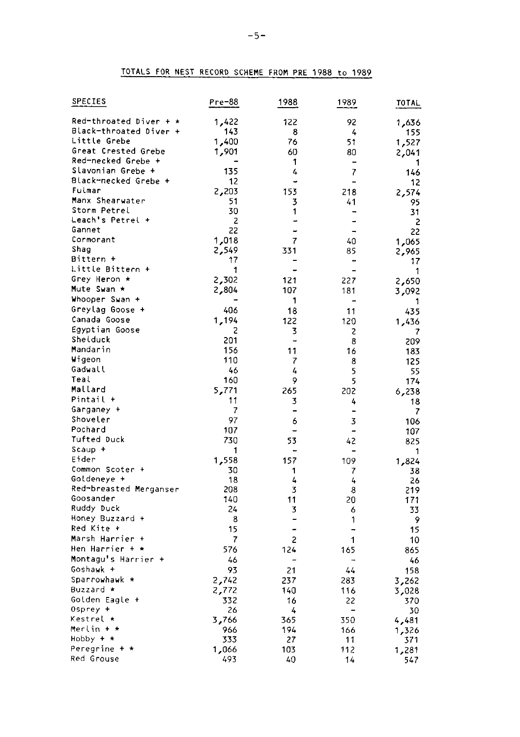## TOTALS FOR NEST RECORD SCHEME FROM PRE 1988 to 1989

| SPECIES | Pre-88 | 1988 | 1989 | TOTAL |
|---|---|---|---|---|
| Red-throated Diver + * | 1,422 | 122 | 92 | 1,636 |
| Black-throated Diver + | 143 | 8 | 4 | 155 |
| Little Grebe | 1,400 | 76 | 51 | 1,527 |
| Great Crested Grebe | 1,901 | 60 | 80 | 2,041 |
| Red-necked Grebe + | - | 1 | - | 1 |
| Slavonian Grebe + | 135 | 4 | 7 | 146 |
| Black-necked Grebe + | 12 | - | - | 12 |
| Fulmar | 2,203 | 153 | 218 | 2,574 |
| Manx Shearwater | 51 | 3 | 41 | 95 |
| Storm Petrel | 30 | 1 | - | 31 |
| Leach's Petrel + | 2 | - | - | 2 |
| Gannet | 22 | - | - | 22 |
| Cormorant | 1,018 | 7 | 40 | 1,065 |
| Shag | 2,549 | 331 | 85 | 2,965 |
| Bittern + | 17 | - | - | 17 |
| Little Bittern + | 1 | - | - | 1 |
| Grey Heron * | 2,302 | 121 | 227 | 2,650 |
| Mute Swan * | 2,804 | 107 | 181 | 3,092 |
| Whooper Swan + | - | 1 | - | 1 |
| Greylag Goose + | 406 | 18 | 11 | 435 |
| Canada Goose | 1,194 | 122 | 120 | 1,436 |
| Egyptian Goose | 2 | 3 | 2 | 7 |
| Shelduck | 201 | - | 8 | 209 |
| Mandarin | 156 | 11 | 16 | 183 |
| Wigeon | 110 | 7 | 8 | 125 |
| Gadwall | 46 | 4 | 5 | 55 |
| Teal | 160 | 9 | 5 | 174 |
| Mallard | 5,771 | 265 | 202 | 6,238 |
| Pintail + | 11 | 3 | 4 | 18 |
| Garganey + | 7 | - | - | 7 |
| Shoveler | 97 | 6 | 3 | 106 |
| Pochard | 107 | - | - | 107 |
| Tufted Duck | 730 | 53 | 42 | 825 |
| Scaup + | 1 | - | - | 1 |
| Eider | 1,558 | 157 | 109 | 1,824 |
| Common Scoter + | 30 | 1 | 7 | 38 |
| Goldeneye + | 18 | 4 | 4 | 26 |
| Red-breasted Merganser | 208 | 3 | 8 | 219 |
| Goosander | 140 | 11 | 20 | 171 |
| Ruddy Duck | 24 | 3 | 6 | 33 |
| Honey Buzzard + | 8 | - | 1 | 9 |
| Red Kite + | 15 | - | - | 15 |
| Marsh Harrier + | 7 | 2 | 1 | 10 |
| Hen Harrier + * | 576 | 124 | 165 | 865 |
| Montagu's Harrier + | 46 | - | - | 46 |
| Goshawk + | 93 | 21 | 44 | 158 |
| Sparrowhawk * | 2,742 | 237 | 283 | 3,262 |
| Buzzard * | 2,772 | 140 | 116 | 3,028 |
| Golden Eagle + | 332 | 16 | 22 | 370 |
| Osprey + | 26 | 4 | - | 30 |
| Kestrel * | 3,766 | 365 | 350 | 4,481 |
| Merlin + * | 966 | 194 | 166 | 1,326 |
| Hobby + * | 333 | 27 | 11 | 371 |
| Peregrine + * | 1,066 | 103 | 112 | 1,281 |
| Red Grouse | 493 | 40 | 14 | 547 |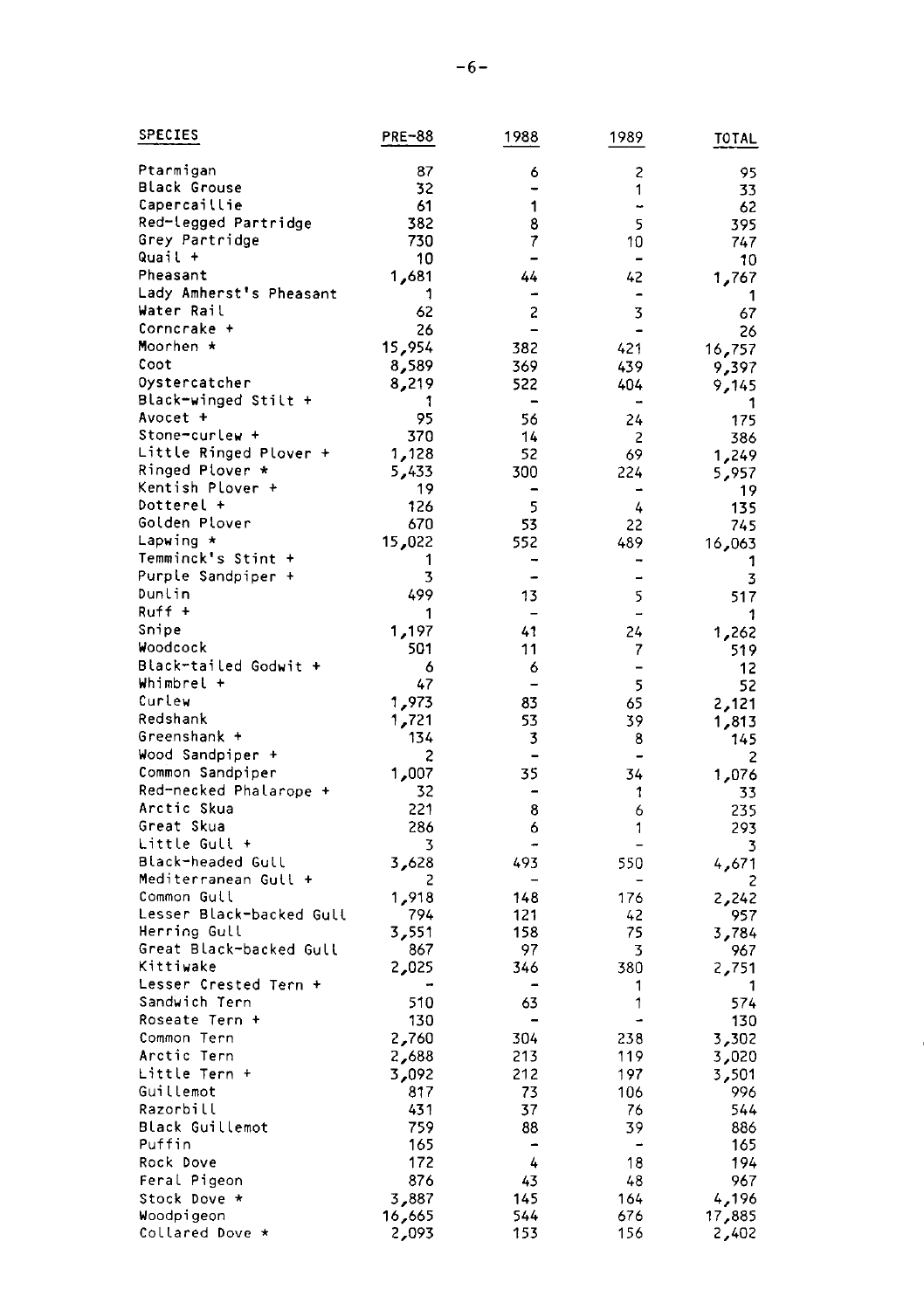| SPECIES | PRE-88 | 1988 | 1989 | TOTAL |
|---|---|---|---|---|
| Ptarmigan | 87 | 6 | 2 | 95 |
| Black Grouse | 32 | - | 1 | 33 |
| Capercaillie | 61 | 1 | - | 62 |
| Red-legged Partridge | 382 | 8 | 5 | 395 |
| Grey Partridge | 730 | 7 | 10 | 747 |
| Quail + | 10 | - | - | 10 |
| Pheasant | 1,681 | 44 | 42 | 1,767 |
| Lady Amherst's Pheasant | 1 | - | - | 1 |
| Water Rail | 62 | 2 | 3 | 67 |
| Corncrake + | 26 | - | - | 26 |
| Moorhen * | 15,954 | 382 | 421 | 16,757 |
| Coot | 8,589 | 369 | 439 | 9,397 |
| Oystercatcher | 8,219 | 522 | 404 | 9,145 |
| Black-winged Stilt + | 1 | - | - | 1 |
| Avocet + | 95 | 56 | 24 | 175 |
| Stone-curlew + | 370 | 14 | 2 | 386 |
| Little Ringed Plover + | 1,128 | 52 | 69 | 1,249 |
| Ringed Plover * | 5,433 | 300 | 224 | 5,957 |
| Kentish Plover + | 19 | - | - | 19 |
| Dotterel + | 126 | 5 | 4 | 135 |
| Golden Plover | 670 | 53 | 22 | 745 |
| Lapwing * | 15,022 | 552 | 489 | 16,063 |
| Temminck's Stint + | 1 | - | - | 1 |
| Purple Sandpiper + | 3 | - | - | 3 |
| Dunlin | 499 | 13 | 5 | 517 |
| Ruff + | 1 | - | - | 1 |
| Snipe | 1,197 | 41 | 24 | 1,262 |
| Woodcock | 501 | 11 | 7 | 519 |
| Black-tailed Godwit + | 6 | 6 | - | 12 |
| Whimbrel + | 47 | - | 5 | 52 |
| Curlew | 1,973 | 83 | 65 | 2,121 |
| Redshank | 1,721 | 53 | 39 | 1,813 |
| Greenshank + | 134 | 3 | 8 | 145 |
| Wood Sandpiper + | 2 | - | - | 2 |
| Common Sandpiper | 1,007 | 35 | 34 | 1,076 |
| Red-necked Phalarope + | 32 | - | 1 | 33 |
| Arctic Skua | 221 | 8 | 6 | 235 |
| Great Skua | 286 | 6 | 1 | 293 |
| Little Gull + | 3 | - | - | 3 |
| Black-headed Gull | 3,628 | 493 | 550 | 4,671 |
| Mediterranean Gull + | 2 | - | - | 2 |
| Common Gull | 1,918 | 148 | 176 | 2,242 |
| Lesser Black-backed Gull | 794 | 121 | 42 | 957 |
| Herring Gull | 3,551 | 158 | 75 | 3,784 |
| Great Black-backed Gull | 867 | 97 | 3 | 967 |
| Kittiwake | 2,025 | 346 | 380 | 2,751 |
| Lesser Crested Tern + | - | - | 1 | 1 |
| Sandwich Tern | 510 | 63 | 1 | 574 |
| Roseate Tern + | 130 | - | - | 130 |
| Common Tern | 2,760 | 304 | 238 | 3,302 |
| Arctic Tern | 2,688 | 213 | 119 | 3,020 |
| Little Tern + | 3,092 | 212 | 197 | 3,501 |
| Guillemot | 817 | 73 | 106 | 996 |
| Razorbill | 431 | 37 | 76 | 544 |
| Black Guillemot | 759 | 88 | 39 | 886 |
| Puffin | 165 | - | - | 165 |
| Rock Dove | 172 | 4 | 18 | 194 |
| Feral Pigeon | 876 | 43 | 48 | 967 |
| Stock Dove * | 3,887 | 145 | 164 | 4,196 |
| Woodpigeon | 16,665 | 544 | 676 | 17,885 |
| Collared Dove * | 2,093 | 153 | 156 | 2,402 |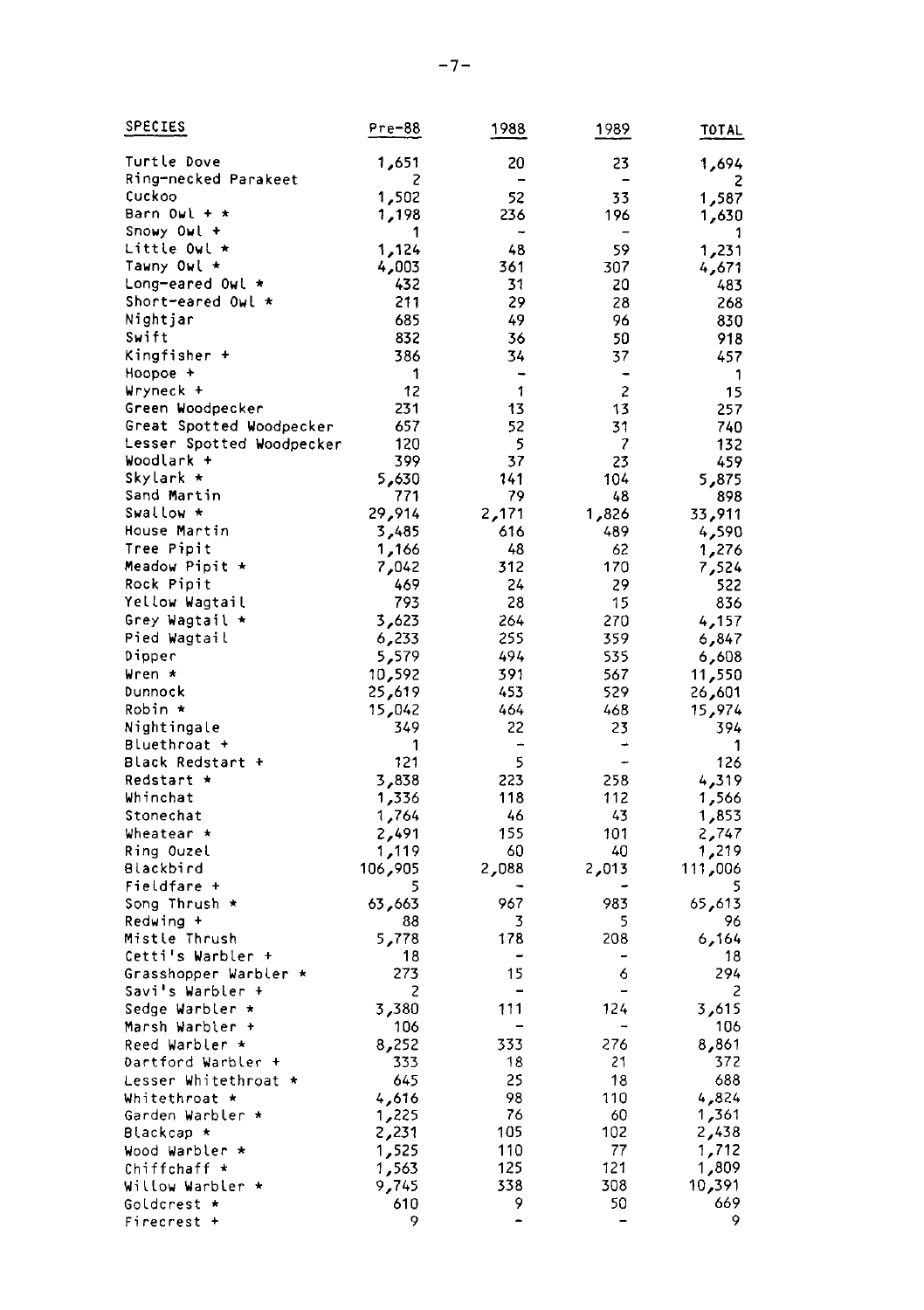| SPECIES | Pre-88 | 1988 | 1989 | TOTAL |
|---|---|---|---|---|
| Turtle Dove | 1,651 | 20 | 23 | 1,694 |
| Ring-necked Parakeet | 2 | - | - | 2 |
| Cuckoo | 1,502 | 52 | 33 | 1,587 |
| Barn Owl + * | 1,198 | 236 | 196 | 1,630 |
| Snowy Owl + | 1 | - | - | 1 |
| Little Owl * | 1,124 | 48 | 59 | 1,231 |
| Tawny Owl * | 4,003 | 361 | 307 | 4,671 |
| Long-eared Owl * | 432 | 31 | 20 | 483 |
| Short-eared Owl * | 211 | 29 | 28 | 268 |
| Nightjar | 685 | 49 | 96 | 830 |
| Swift | 832 | 36 | 50 | 918 |
| Kingfisher + | 386 | 34 | 37 | 457 |
| Hoopoe + | 1 | - | - | 1 |
| Wryneck + | 12 | 1 | 2 | 15 |
| Green Woodpecker | 231 | 13 | 13 | 257 |
| Great Spotted Woodpecker | 657 | 52 | 31 | 740 |
| Lesser Spotted Woodpecker | 120 | 5 | 7 | 132 |
| Woodlark + | 399 | 37 | 23 | 459 |
| Skylark * | 5,630 | 141 | 104 | 5,875 |
| Sand Martin | 771 | 79 | 48 | 898 |
| Swallow * | 29,914 | 2,171 | 1,826 | 33,911 |
| House Martin | 3,485 | 616 | 489 | 4,590 |
| Tree Pipit | 1,166 | 48 | 62 | 1,276 |
| Meadow Pipit * | 7,042 | 312 | 170 | 7,524 |
| Rock Pipit | 469 | 24 | 29 | 522 |
| Yellow Wagtail | 793 | 28 | 15 | 836 |
| Grey Wagtail * | 3,623 | 264 | 270 | 4,157 |
| Pied Wagtail | 6,233 | 255 | 359 | 6,847 |
| Dipper | 5,579 | 494 | 535 | 6,608 |
| Wren * | 10,592 | 391 | 567 | 11,550 |
| Dunnock | 25,619 | 453 | 529 | 26,601 |
| Robin * | 15,042 | 464 | 468 | 15,974 |
| Nightingale | 349 | 22 | 23 | 394 |
| Bluethroat + | 1 | - | - | 1 |
| Black Redstart + | 121 | 5 | - | 126 |
| Redstart * | 3,838 | 223 | 258 | 4,319 |
| Whinchat | 1,336 | 118 | 112 | 1,566 |
| Stonechat | 1,764 | 46 | 43 | 1,853 |
| Wheatear * | 2,491 | 155 | 101 | 2,747 |
| Ring Ouzel | 1,119 | 60 | 40 | 1,219 |
| Blackbird | 106,905 | 2,088 | 2,013 | 111,006 |
| Fieldfare + | 5 | - | - | 5 |
| Song Thrush * | 63,663 | 967 | 983 | 65,613 |
| Redwing + | 88 | 3 | 5 | 96 |
| Mistle Thrush | 5,778 | 178 | 208 | 6,164 |
| Cetti's Warbler + | 18 | - | - | 18 |
| Grasshopper Warbler * | 273 | 15 | 6 | 294 |
| Savi's Warbler + | 2 | - | - | 2 |
| Sedge Warbler * | 3,380 | 111 | 124 | 3,615 |
| Marsh Warbler + | 106 | - | - | 106 |
| Reed Warbler * | 8,252 | 333 | 276 | 8,861 |
| Dartford Warbler + | 333 | 18 | 21 | 372 |
| Lesser Whitethroat * | 645 | 25 | 18 | 688 |
| Whitethroat * | 4,616 | 98 | 110 | 4,824 |
| Garden Warbler * | 1,225 | 76 | 60 | 1,361 |
| Blackcap * | 2,231 | 105 | 102 | 2,438 |
| Wood Warbler * | 1,525 | 110 | 77 | 1,712 |
| Chiffchaff * | 1,563 | 125 | 121 | 1,809 |
| Willow Warbler * | 9,745 | 338 | 308 | 10,391 |
| Goldcrest * | 610 | 9 | 50 | 669 |
| Firecrest + | 9 | - | - | 9 |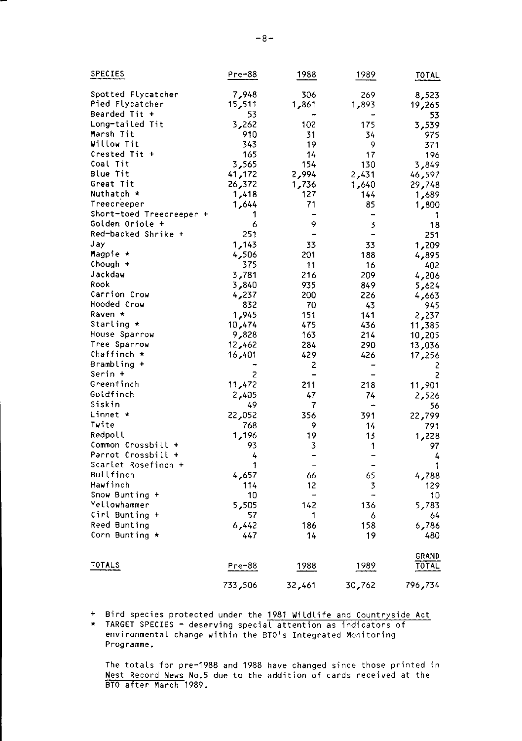| SPECIES | Pre-88 | 1988 | 1989 | TOTAL |
|---|---|---|---|---|
| Spotted Flycatcher | 7,948 | 306 | 269 | 8,523 |
| Pied Flycatcher | 15,511 | 1,861 | 1,893 | 19,265 |
| Bearded Tit + | 53 | - | - | 53 |
| Long-tailed Tit | 3,262 | 102 | 175 | 3,539 |
| Marsh Tit | 910 | 31 | 34 | 975 |
| Willow Tit | 343 | 19 | 9 | 371 |
| Crested Tit + | 165 | 14 | 17 | 196 |
| Coal Tit | 3,565 | 154 | 130 | 3,849 |
| Blue Tit | 41,172 | 2,994 | 2,431 | 46,597 |
| Great Tit | 26,372 | 1,736 | 1,640 | 29,748 |
| Nuthatch * | 1,418 | 127 | 144 | 1,689 |
| Treecreeper | 1,644 | 71 | 85 | 1,800 |
| Short-toed Treecreeper + | 1 | - | - | 1 |
| Golden Oriole + | 6 | 9 | 3 | 18 |
| Red-backed Shrike + | 251 | - | - | 251 |
| Jay | 1,143 | 33 | 33 | 1,209 |
| Magpie * | 4,506 | 201 | 188 | 4,895 |
| Chough + | 375 | 11 | 16 | 402 |
| Jackdaw | 3,781 | 216 | 209 | 4,206 |
| Rook | 3,840 | 935 | 849 | 5,624 |
| Carrion Crow | 4,237 | 200 | 226 | 4,663 |
| Hooded Crow | 832 | 70 | 43 | 945 |
| Raven * | 1,945 | 151 | 141 | 2,237 |
| Starling * | 10,474 | 475 | 436 | 11,385 |
| House Sparrow | 9,828 | 163 | 214 | 10,205 |
| Tree Sparrow | 12,462 | 284 | 290 | 13,036 |
| Chaffinch * | 16,401 | 429 | 426 | 17,256 |
| Brambling + | - | 2 | - | 2 |
| Serin + | 2 | - | - | 2 |
| Greenfinch | 11,472 | 211 | 218 | 11,901 |
| Goldfinch | 2,405 | 47 | 74 | 2,526 |
| Siskin | 49 | 7 | - | 56 |
| Linnet * | 22,052 | 356 | 391 | 22,799 |
| Twite | 768 | 9 | 14 | 791 |
| Redpoll | 1,196 | 19 | 13 | 1,228 |
| Common Crossbill + | 93 | 3 | 1 | 97 |
| Parrot Crossbill + | 4 | - | - | 4 |
| Scarlet Rosefinch + | 1 | - | - | 1 |
| Bullfinch | 4,657 | 66 | 65 | 4,788 |
| Hawfinch | 114 | 12 | 3 | 129 |
| Snow Bunting + | 10 | - | - | 10 |
| Yellowhammer | 5,505 | 142 | 136 | 5,783 |
| Cirl Bunting + | 57 | 1 | 6 | 64 |
| Reed Bunting | 6,442 | 186 | 158 | 6,786 |
| Corn Bunting * | 447 | 14 | 19 | 480 |

| TOTALS | Pre-88 | 1988 | 1989 | GRAND TOTAL |
|---|---|---|---|---|
| | 733,506 | 32,461 | 30,762 | 796,734 |

+ Bird species protected under the <u>1981 Wildlife and Countryside Act</u>

* <u>TARGET SPECIES - deserving special attention as indicators of</u> environmental change within the BTO's Integrated Monitoring Programme.

The totals for pre-1988 and 1988 have changed since those printed in <u>Nest Record News</u> No.5 due to the addition of cards received at the BTO after March 1989.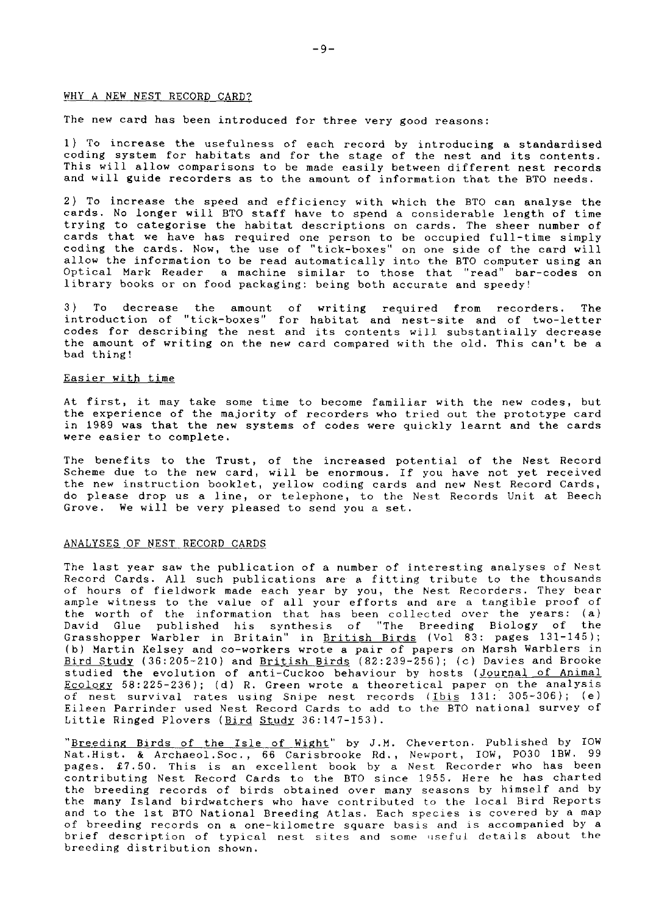## WHY A NEW NEST RECORD CARD?

The new card has been introduced for three very good reasons:

1) To increase the usefulness of each record by introducing a standardised coding system for habitats and for the stage of the nest and its contents. This will allow comparisons to be made easily between different nest records and will guide recorders as to the amount of information that the BTO needs.

2) To increase the speed and efficiency with which the BTO can analyse the cards. No longer will BTO staff have to spend a considerable length of time trying to categorise the habitat descriptions on cards. The sheer number of cards that we have has required one person to be occupied full-time simply coding the cards. Now, the use of "tick-boxes" on one side of the card will allow the information to be read automatically into the BTO computer using an Optical Mark Reader a machine similar to those that "read" bar-codes on library books or on food packaging: being both accurate and speedy!

3) To decrease the amount of writing required from recorders. The introduction of "tick-boxes" for habitat and nest-site and of two-letter codes for describing the nest and its contents will substantially decrease the amount of writing on the new card compared with the old. This can't be a bad thing!

### Easier with time

At first, it may take some time to become familiar with the new codes, but the experience of the majority of recorders who tried out the prototype card in 1989 was that the new systems of codes were quickly learnt and the cards were easier to complete.

The benefits to the Trust, of the increased potential of the Nest Record Scheme due to the new card, will be enormous. If you have not yet received the new instruction booklet, yellow coding cards and new Nest Record Cards, do please drop us a line, or telephone, to the Nest Records Unit at Beech Grove. We will be very pleased to send you a set.

## ANALYSES OF NEST RECORD CARDS

The last year saw the publication of a number of interesting analyses of Nest Record Cards. All such publications are a fitting tribute to the thousands of hours of fieldwork made each year by you, the Nest Recorders. They bear ample witness to the value of all your efforts and are a tangible proof of the worth of the information that has been collected over the years: (a) David Glue published his synthesis of "The Breeding Biology of the Grasshopper Warbler in Britain" in British Birds (Vol 83: pages 131-145); (b) Martin Kelsey and co-workers wrote a pair of papers on Marsh Warblers in Bird Study (36:205-210) and British Birds (82:239-256); (c) Davies and Brooke studied the evolution of anti-Cuckoo behaviour by hosts (Journal of Animal Ecology 58:225-236); (d) R. Green wrote a theoretical paper on the analysis of nest survival rates using Snipe nest records (Ibis 131: 305-306); (e) Eileen Parrinder used Nest Record Cards to add to the BTO national survey of Little Ringed Plovers (Bird Study 36:147-153).

"Breeding Birds of the Isle of Wight" by J.M. Cheverton. Published by IOW Nat.Hist. & Archaeol.Soc., 66 Carisbrooke Rd., Newport, IOW, PO30 1BW. 99 pages. £7.50. This is an excellent book by a Nest Recorder who has been contributing Nest Record Cards to the BTO since 1955. Here he has charted the breeding records of birds obtained over many seasons by himself and by the many Island birdwatchers who have contributed to the local Bird Reports and to the 1st BTO National Breeding Atlas. Each species is covered by a map of breeding records on a one-kilometre square basis and is accompanied by a brief description of typical nest sites and some useful details about the breeding distribution shown.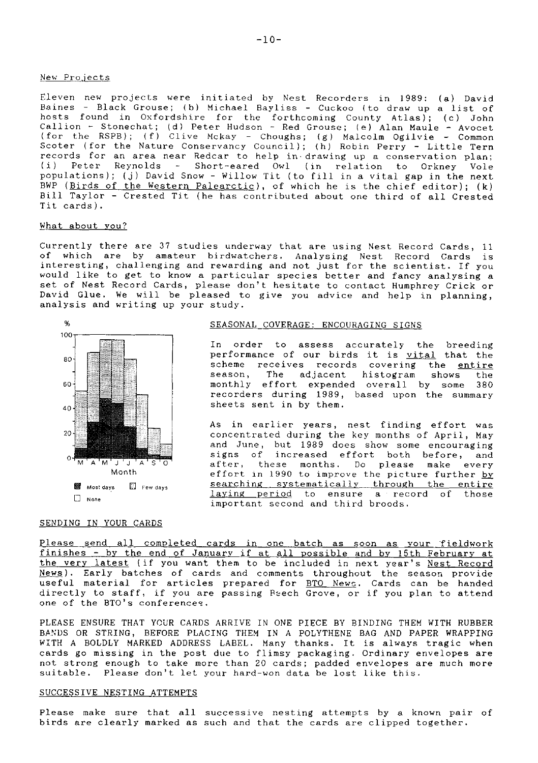## New Projects

Eleven new projects were initiated by Nest Recorders in 1989: (a) David Baines - Black Grouse; (b) Michael Bayliss - Cuckoo (to draw up a list of hosts found in Oxfordshire for the forthcoming County Atlas); (c) John Callion - Stonechat; (d) Peter Hudson - Red Grouse; (e) Alan Maule - Avocet (for the RSPB); (f) Clive Mckay - Choughs; (g) Malcolm Ogilvie - Common Scoter (for the Nature Conservancy Council); (h) Robin Perry - Little Tern records for an area near Redcar to help in drawing up a conservation plan; (i) Peter Reynolds - Short-eared Owl (in relation to Orkney Vole populations); (j) David Snow - Willow Tit (to fill in a vital gap in the next BWP (Birds of the Western Palearctic), of which he is the chief editor); (k) Bill Taylor - Crested Tit (he has contributed about one third of all Crested Tit cards).

## What about you?

Currently there are 37 studies underway that are using Nest Record Cards, 11 of which are by amateur birdwatchers. Analysing Nest Record Cards is interesting, challenging and rewarding and not just for the scientist. If you would like to get to know a particular species better and fancy analysing a set of Nest Record Cards, please don't hesitate to contact Humphrey Crick or David Glue. We will be pleased to give you advice and help in planning, analysis and writing up your study.

## SEASONAL COVERAGE: ENCOURAGING SIGNS

In order to assess accurately the breeding performance of our birds it is vital that the scheme receives records covering the entire season, The adjacent histogram shows the monthly effort expended overall by some 380 recorders during 1989, based upon the summary sheets sent in by them.

As in earlier years, nest finding effort was concentrated during the key months of April, May and June, but 1989 does show some encouraging signs of increased effort both before, and after, these months. Do please make every effort in 1990 to improve the picture further by searching systematically through the entire laying period to ensure a record of those important second and third broods.

## SENDING IN YOUR CARDS

Please send all completed cards in one batch as soon as your fieldwork finishes - by the end of January if at all possible and by 15th February at the very latest (if you want them to be included in next year's Nest Record News). Early batches of cards and comments throughout the season provide useful material for articles prepared for BTO News. Cards can be handed directly to staff, if you are passing Beech Grove, or if you plan to attend one of the BTO's conferences.

PLEASE ENSURE THAT YOUR CARDS ARRIVE IN ONE PIECE BY BINDING THEM WITH RUBBER BANDS OR STRING, BEFORE PLACING THEM IN A POLYTHENE BAG AND PAPER WRAPPING WITH A BOLDLY MARKED ADDRESS LABEL. Many thanks. It is always tragic when cards go missing in the post due to flimsy packaging. Ordinary envelopes are not strong enough to take more than 20 cards; padded envelopes are much more suitable. Please don't let your hard-won data be lost like this.

## SUCCESSIVE NESTING ATTEMPTS

Please make sure that all successive nesting attempts by a known pair of birds are clearly marked as such and that the cards are clipped together.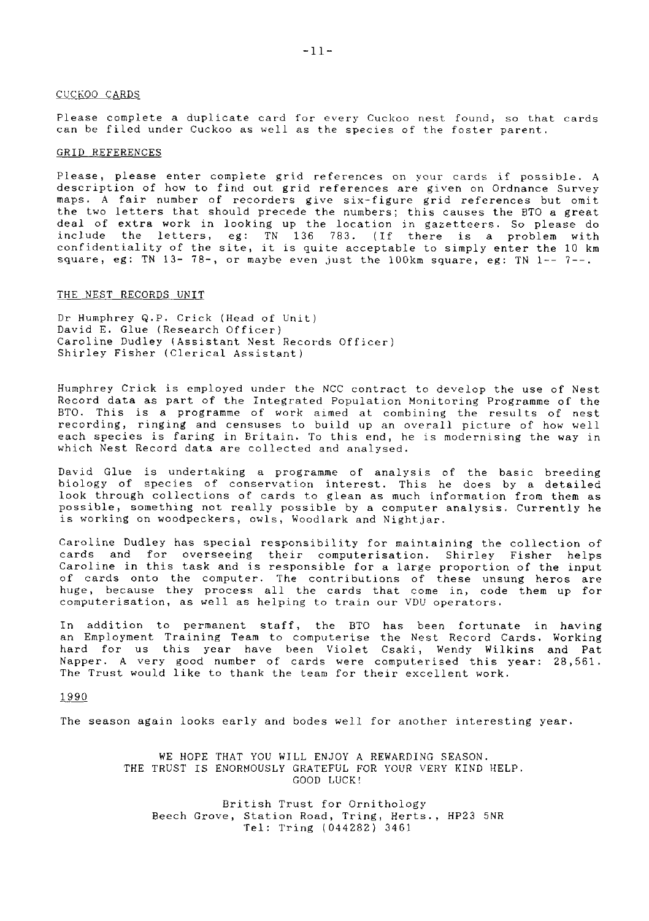## CUCKOO CARDS

Please complete a duplicate card for every Cuckoo nest found, so that cards can be filed under Cuckoo as well as the species of the foster parent.

## GRID REFERENCES

Please, please enter complete grid references on your cards if possible. A description of how to find out grid references are given on Ordnance Survey maps. A fair number of recorders give six-figure grid references but omit the two letters that should precede the numbers; this causes the BTO a great deal of extra work in looking up the location in gazetteers. So please do include the letters, eg: TN 136 783. (If there is a problem with confidentiality of the site, it is quite acceptable to simply enter the 10 km square, eg: TN 13- 78-, or maybe even just the 100km square, eg: TN 1-- 7--.

## THE NEST RECORDS UNIT

Dr Humphrey Q.P. Crick (Head of Unit)
David E. Glue (Research Officer)
Caroline Dudley (Assistant Nest Records Officer)
Shirley Fisher (Clerical Assistant)

Humphrey Crick is employed under the NCC contract to develop the use of Nest Record data as part of the Integrated Population Monitoring Programme of the BTO. This is a programme of work aimed at combining the results of nest recording, ringing and censuses to build up an overall picture of how well each species is faring in Britain. To this end, he is modernising the way in which Nest Record data are collected and analysed.

David Glue is undertaking a programme of analysis of the basic breeding biology of species of conservation interest. This he does by a detailed look through collections of cards to glean as much information from them as possible, something not really possible by a computer analysis. Currently he is working on woodpeckers, owls, Woodlark and Nightjar.

Caroline Dudley has special responsibility for maintaining the collection of cards and for overseeing their computerisation. Shirley Fisher helps Caroline in this task and is responsible for a large proportion of the input of cards onto the computer. The contributions of these unsung heros are huge, because they process all the cards that come in, code them up for computerisation, as well as helping to train our VDU operators.

In addition to permanent staff, the BTO has been fortunate in having an Employment Training Team to computerise the Nest Record Cards. Working hard for us this year have been Violet Csaki, Wendy Wilkins and Pat Napper. A very good number of cards were computerised this year: 28,561. The Trust would like to thank the team for their excellent work.

## 1990

The season again looks early and bodes well for another interesting year.

WE HOPE THAT YOU WILL ENJOY A REWARDING SEASON.
THE TRUST IS ENORMOUSLY GRATEFUL FOR YOUR VERY KIND HELP.
GOOD LUCK!

British Trust for Ornithology
Beech Grove, Station Road, Tring, Herts., HP23 5NR
Tel: Tring (044282) 3461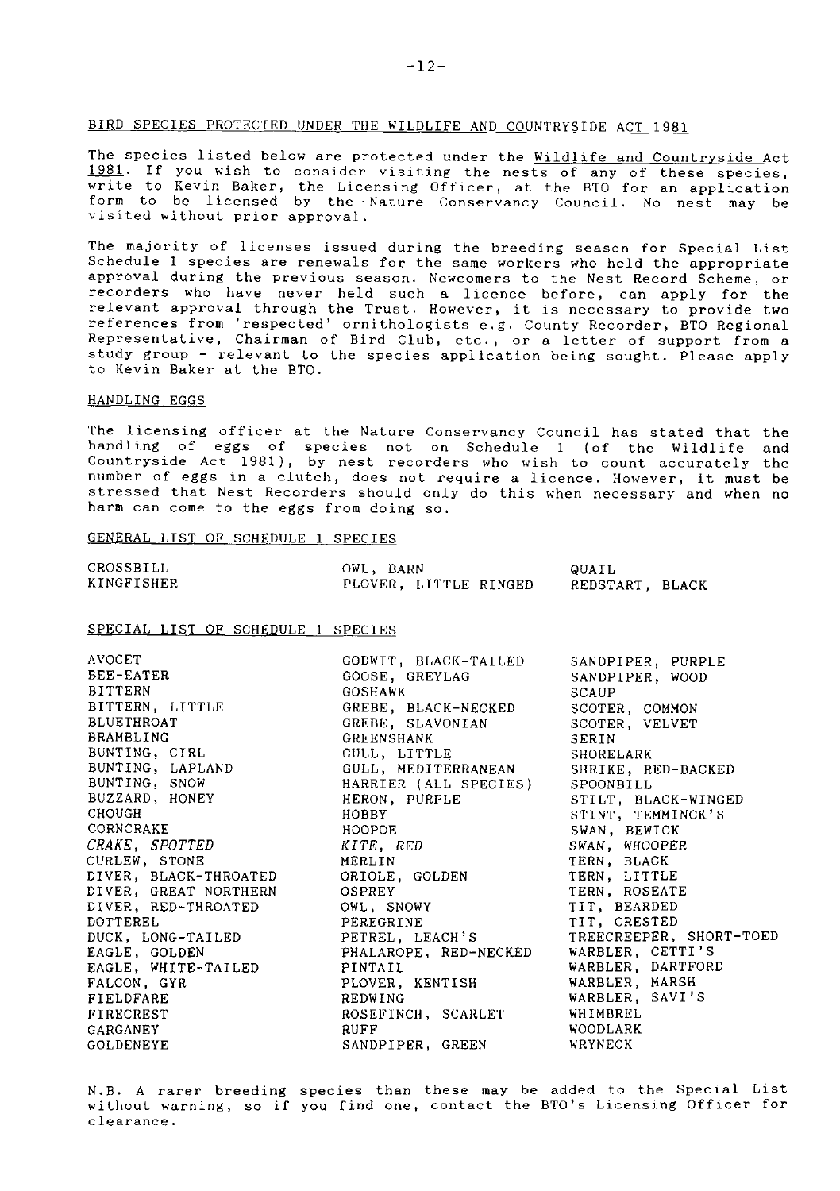## BIRD SPECIES PROTECTED UNDER THE WILDLIFE AND COUNTRYSIDE ACT 1981

The species listed below are protected under the Wildlife and Countryside Act 1981. If you wish to consider visiting the nests of any of these species, write to Kevin Baker, the Licensing Officer, at the BTO for an application form to be licensed by the Nature Conservancy Council. No nest may be visited without prior approval.

The majority of licenses issued during the breeding season for Special List Schedule 1 species are renewals for the same workers who held the appropriate approval during the previous season. Newcomers to the Nest Record Scheme, or recorders who have never held such a licence before, can apply for the relevant approval through the Trust. However, it is necessary to provide two references from 'respected' ornithologists e.g. County Recorder, BTO Regional Representative, Chairman of Bird Club, etc., or a letter of support from a study group - relevant to the species application being sought. Please apply to Kevin Baker at the BTO.

### HANDLING EGGS

The licensing officer at the Nature Conservancy Council has stated that the handling of eggs of species not on Schedule 1 (of the Wildlife and Countryside Act 1981), by nest recorders who wish to count accurately the number of eggs in a clutch, does not require a licence. However, it must be stressed that Nest Recorders should only do this when necessary and when no harm can come to the eggs from doing so.

### GENERAL LIST OF SCHEDULE 1 SPECIES

| | | |
|---|---|---|
| CROSSBILL | OWL, BARN | QUAIL |
| KINGFISHER | PLOVER, LITTLE RINGED | REDSTART, BLACK |

### SPECIAL LIST OF SCHEDULE 1 SPECIES

| | | |
|---|---|---|
| AVOCET | GODWIT, BLACK-TAILED | SANDPIPER, PURPLE |
| BEE-EATER | GOOSE, GREYLAG | SANDPIPER, WOOD |
| BITTERN | GOSHAWK | SCAUP |
| BITTERN, LITTLE | GREBE, BLACK-NECKED | SCOTER, COMMON |
| BLUETHROAT | GREBE, SLAVONIAN | SCOTER, VELVET |
| BRAMBLING | GREENSHANK | SERIN |
| BUNTING, CIRL | GULL, LITTLE | SHORELARK |
| BUNTING, LAPLAND | GULL, MEDITERRANEAN | SHRIKE, RED-BACKED |
| BUNTING, SNOW | HARRIER (ALL SPECIES) | SPOONBILL |
| BUZZARD, HONEY | HERON, PURPLE | STILT, BLACK-WINGED |
| CHOUGH | HOBBY | STINT, TEMMINCK'S |
| CORNCRAKE | HOOPOE | SWAN, BEWICK |
| *CRAKE, SPOTTED* | *KITE, RED* | *SWAN, WHOOPER* |
| CURLEW, STONE | MERLIN | TERN, BLACK |
| DIVER, BLACK-THROATED | ORIOLE, GOLDEN | TERN, LITTLE |
| DIVER, GREAT NORTHERN | OSPREY | TERN, ROSEATE |
| DIVER, RED-THROATED | OWL, SNOWY | TIT, BEARDED |
| DOTTEREL | PEREGRINE | TIT, CRESTED |
| DUCK, LONG-TAILED | PETREL, LEACH'S | TREECREEPER, SHORT-TOED |
| EAGLE, GOLDEN | PHALAROPE, RED-NECKED | WARBLER, CETTI'S |
| EAGLE, WHITE-TAILED | PINTAIL | WARBLER, DARTFORD |
| FALCON, GYR | PLOVER, KENTISH | WARBLER, MARSH |
| FIELDFARE | REDWING | WARBLER, SAVI'S |
| FIRECREST | ROSEFINCH, SCARLET | WHIMBREL |
| GARGANEY | RUFF | WOODLARK |
| GOLDENEYE | SANDPIPER, GREEN | WRYNECK |

N.B. A rarer breeding species than these may be added to the Special List without warning, so if you find one, contact the BTO's Licensing Officer for clearance.